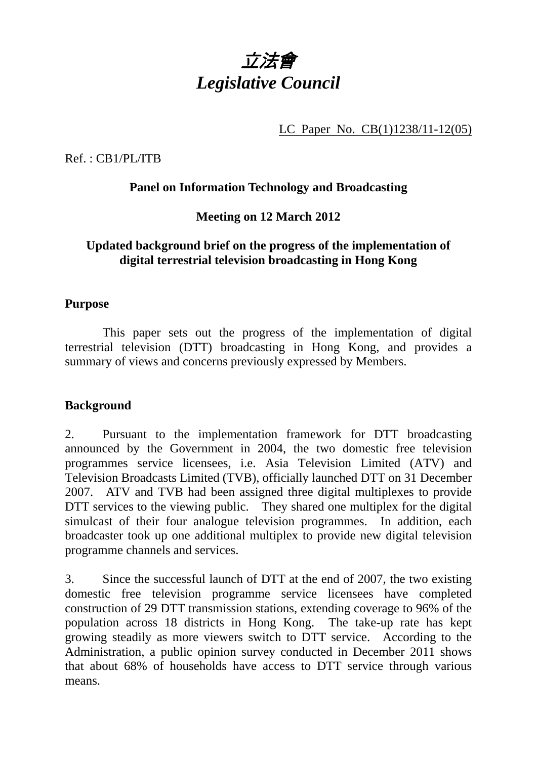# *立法會*
# *Legislative Council*

LC Paper No. CB(1)1238/11-12(05)

Ref. : CB1/PL/ITB

**Panel on Information Technology and Broadcasting**

**Meeting on 12 March 2012**

**Updated background brief on the progress of the implementation of digital terrestrial television broadcasting in Hong Kong**

## Purpose

This paper sets out the progress of the implementation of digital terrestrial television (DTT) broadcasting in Hong Kong, and provides a summary of views and concerns previously expressed by Members.

## Background

2. Pursuant to the implementation framework for DTT broadcasting announced by the Government in 2004, the two domestic free television programmes service licensees, i.e. Asia Television Limited (ATV) and Television Broadcasts Limited (TVB), officially launched DTT on 31 December 2007. ATV and TVB had been assigned three digital multiplexes to provide DTT services to the viewing public. They shared one multiplex for the digital simulcast of their four analogue television programmes. In addition, each broadcaster took up one additional multiplex to provide new digital television programme channels and services.

3. Since the successful launch of DTT at the end of 2007, the two existing domestic free television programme service licensees have completed construction of 29 DTT transmission stations, extending coverage to 96% of the population across 18 districts in Hong Kong. The take-up rate has kept growing steadily as more viewers switch to DTT service. According to the Administration, a public opinion survey conducted in December 2011 shows that about 68% of households have access to DTT service through various means.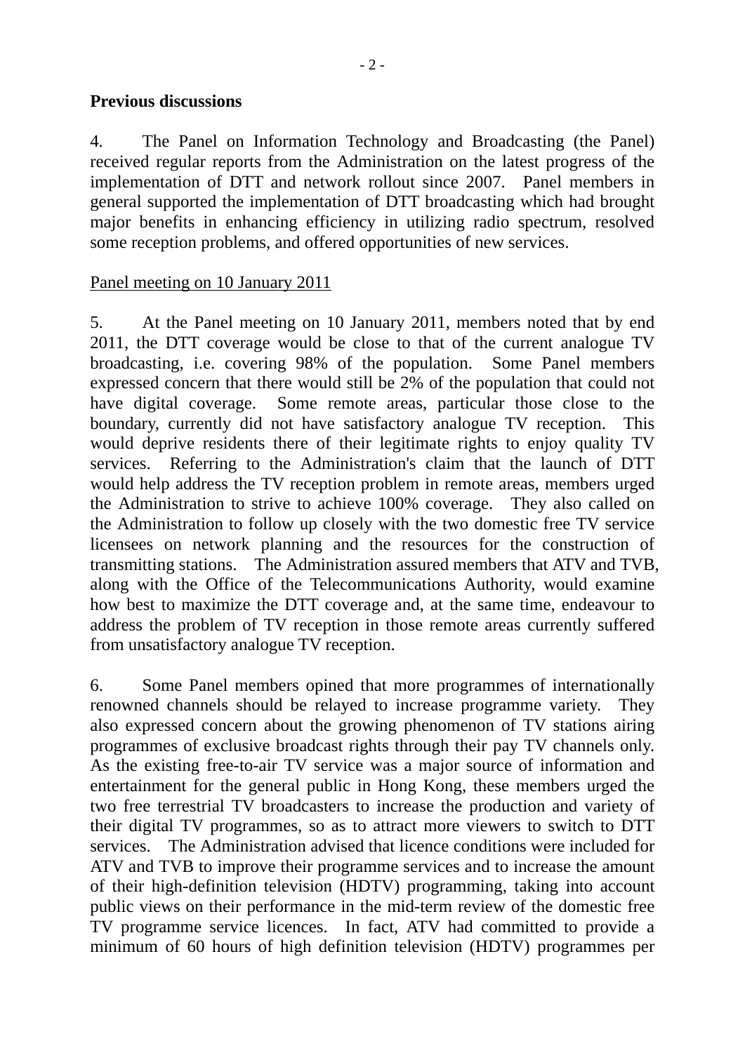**Previous discussions**

4. The Panel on Information Technology and Broadcasting (the Panel) received regular reports from the Administration on the latest progress of the implementation of DTT and network rollout since 2007. Panel members in general supported the implementation of DTT broadcasting which had brought major benefits in enhancing efficiency in utilizing radio spectrum, resolved some reception problems, and offered opportunities of new services.

Panel meeting on 10 January 2011

5. At the Panel meeting on 10 January 2011, members noted that by end 2011, the DTT coverage would be close to that of the current analogue TV broadcasting, i.e. covering 98% of the population. Some Panel members expressed concern that there would still be 2% of the population that could not have digital coverage. Some remote areas, particular those close to the boundary, currently did not have satisfactory analogue TV reception. This would deprive residents there of their legitimate rights to enjoy quality TV services. Referring to the Administration's claim that the launch of DTT would help address the TV reception problem in remote areas, members urged the Administration to strive to achieve 100% coverage. They also called on the Administration to follow up closely with the two domestic free TV service licensees on network planning and the resources for the construction of transmitting stations. The Administration assured members that ATV and TVB, along with the Office of the Telecommunications Authority, would examine how best to maximize the DTT coverage and, at the same time, endeavour to address the problem of TV reception in those remote areas currently suffered from unsatisfactory analogue TV reception.

6. Some Panel members opined that more programmes of internationally renowned channels should be relayed to increase programme variety. They also expressed concern about the growing phenomenon of TV stations airing programmes of exclusive broadcast rights through their pay TV channels only. As the existing free-to-air TV service was a major source of information and entertainment for the general public in Hong Kong, these members urged the two free terrestrial TV broadcasters to increase the production and variety of their digital TV programmes, so as to attract more viewers to switch to DTT services. The Administration advised that licence conditions were included for ATV and TVB to improve their programme services and to increase the amount of their high-definition television (HDTV) programming, taking into account public views on their performance in the mid-term review of the domestic free TV programme service licences. In fact, ATV had committed to provide a minimum of 60 hours of high definition television (HDTV) programmes per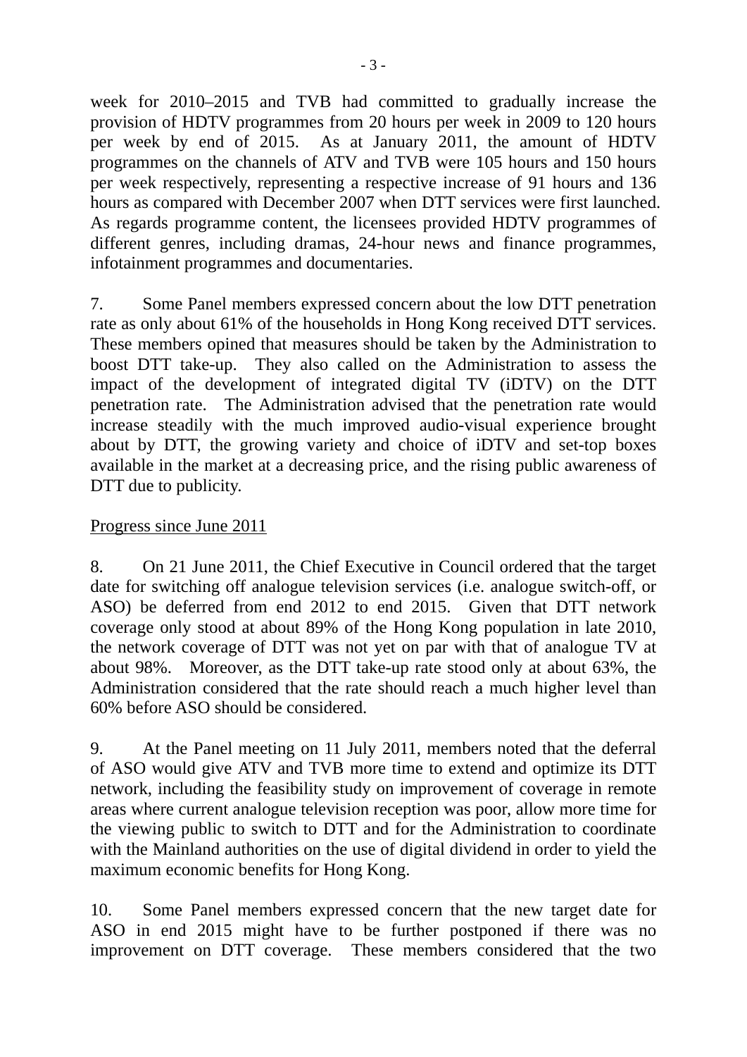week for 2010–2015 and TVB had committed to gradually increase the provision of HDTV programmes from 20 hours per week in 2009 to 120 hours per week by end of 2015. As at January 2011, the amount of HDTV programmes on the channels of ATV and TVB were 105 hours and 150 hours per week respectively, representing a respective increase of 91 hours and 136 hours as compared with December 2007 when DTT services were first launched. As regards programme content, the licensees provided HDTV programmes of different genres, including dramas, 24-hour news and finance programmes, infotainment programmes and documentaries.

7. Some Panel members expressed concern about the low DTT penetration rate as only about 61% of the households in Hong Kong received DTT services. These members opined that measures should be taken by the Administration to boost DTT take-up. They also called on the Administration to assess the impact of the development of integrated digital TV (iDTV) on the DTT penetration rate. The Administration advised that the penetration rate would increase steadily with the much improved audio-visual experience brought about by DTT, the growing variety and choice of iDTV and set-top boxes available in the market at a decreasing price, and the rising public awareness of DTT due to publicity.

<u>Progress since June 2011</u>

8. On 21 June 2011, the Chief Executive in Council ordered that the target date for switching off analogue television services (i.e. analogue switch-off, or ASO) be deferred from end 2012 to end 2015. Given that DTT network coverage only stood at about 89% of the Hong Kong population in late 2010, the network coverage of DTT was not yet on par with that of analogue TV at about 98%. Moreover, as the DTT take-up rate stood only at about 63%, the Administration considered that the rate should reach a much higher level than 60% before ASO should be considered.

9. At the Panel meeting on 11 July 2011, members noted that the deferral of ASO would give ATV and TVB more time to extend and optimize its DTT network, including the feasibility study on improvement of coverage in remote areas where current analogue television reception was poor, allow more time for the viewing public to switch to DTT and for the Administration to coordinate with the Mainland authorities on the use of digital dividend in order to yield the maximum economic benefits for Hong Kong.

10. Some Panel members expressed concern that the new target date for ASO in end 2015 might have to be further postponed if there was no improvement on DTT coverage. These members considered that the two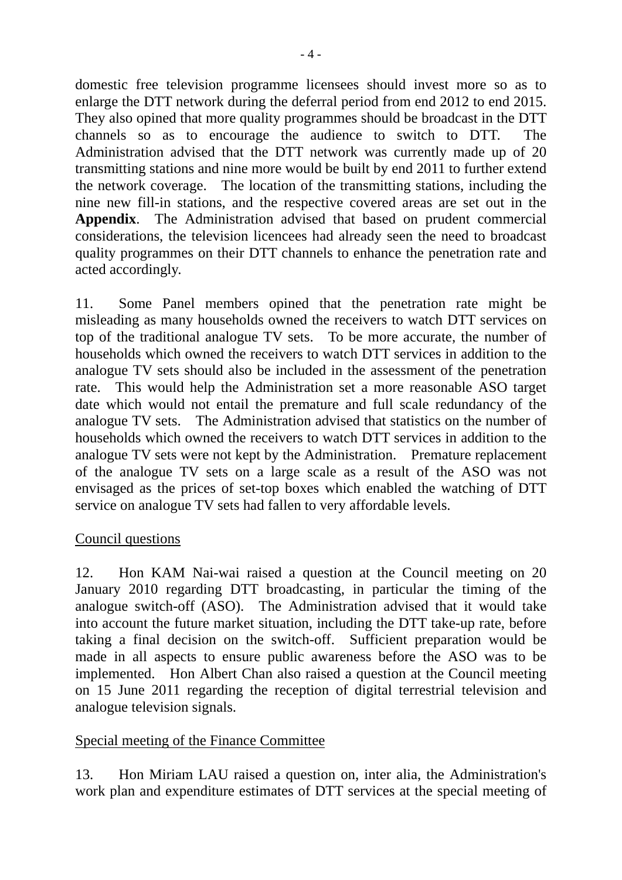domestic free television programme licensees should invest more so as to enlarge the DTT network during the deferral period from end 2012 to end 2015. They also opined that more quality programmes should be broadcast in the DTT channels so as to encourage the audience to switch to DTT. The Administration advised that the DTT network was currently made up of 20 transmitting stations and nine more would be built by end 2011 to further extend the network coverage. The location of the transmitting stations, including the nine new fill-in stations, and the respective covered areas are set out in the **Appendix**. The Administration advised that based on prudent commercial considerations, the television licencees had already seen the need to broadcast quality programmes on their DTT channels to enhance the penetration rate and acted accordingly.

11. Some Panel members opined that the penetration rate might be misleading as many households owned the receivers to watch DTT services on top of the traditional analogue TV sets. To be more accurate, the number of households which owned the receivers to watch DTT services in addition to the analogue TV sets should also be included in the assessment of the penetration rate. This would help the Administration set a more reasonable ASO target date which would not entail the premature and full scale redundancy of the analogue TV sets. The Administration advised that statistics on the number of households which owned the receivers to watch DTT services in addition to the analogue TV sets were not kept by the Administration. Premature replacement of the analogue TV sets on a large scale as a result of the ASO was not envisaged as the prices of set-top boxes which enabled the watching of DTT service on analogue TV sets had fallen to very affordable levels.

<u>Council questions</u>

12. Hon KAM Nai-wai raised a question at the Council meeting on 20 January 2010 regarding DTT broadcasting, in particular the timing of the analogue switch-off (ASO). The Administration advised that it would take into account the future market situation, including the DTT take-up rate, before taking a final decision on the switch-off. Sufficient preparation would be made in all aspects to ensure public awareness before the ASO was to be implemented. Hon Albert Chan also raised a question at the Council meeting on 15 June 2011 regarding the reception of digital terrestrial television and analogue television signals.

<u>Special meeting of the Finance Committee</u>

13. Hon Miriam LAU raised a question on, inter alia, the Administration's work plan and expenditure estimates of DTT services at the special meeting of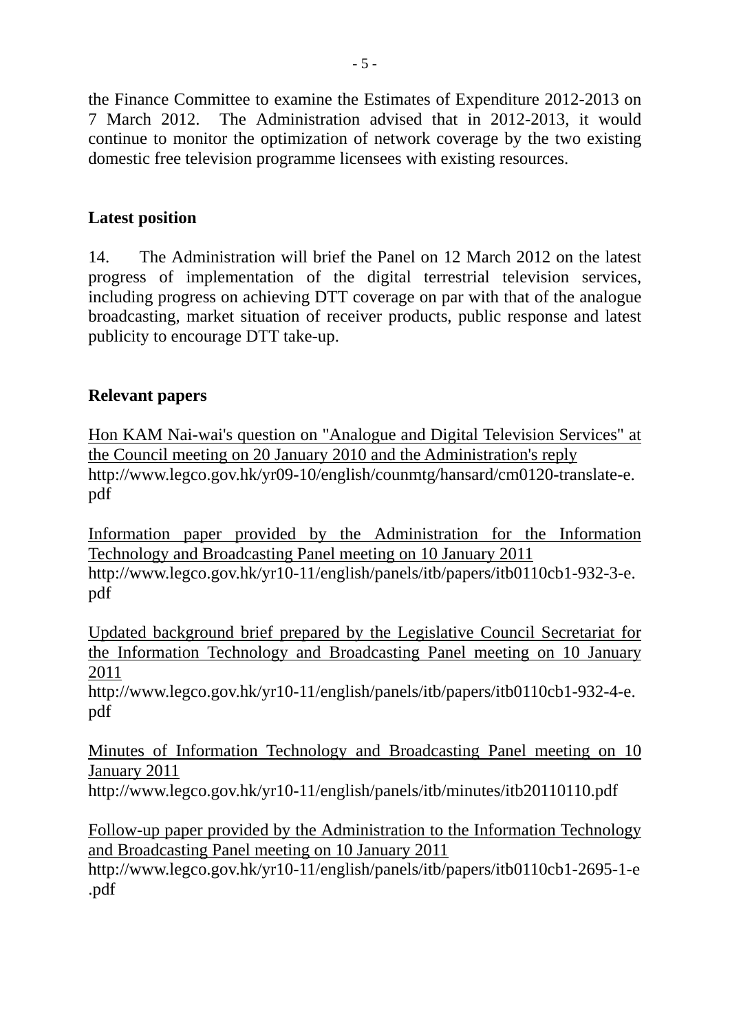the Finance Committee to examine the Estimates of Expenditure 2012-2013 on 7 March 2012. The Administration advised that in 2012-2013, it would continue to monitor the optimization of network coverage by the two existing domestic free television programme licensees with existing resources.

## Latest position

14. The Administration will brief the Panel on 12 March 2012 on the latest progress of implementation of the digital terrestrial television services, including progress on achieving DTT coverage on par with that of the analogue broadcasting, market situation of receiver products, public response and latest publicity to encourage DTT take-up.

## Relevant papers

Hon KAM Nai-wai's question on "Analogue and Digital Television Services" at the Council meeting on 20 January 2010 and the Administration's reply
http://www.legco.gov.hk/yr09-10/english/counmtg/hansard/cm0120-translate-e.pdf

Information paper provided by the Administration for the Information Technology and Broadcasting Panel meeting on 10 January 2011
http://www.legco.gov.hk/yr10-11/english/panels/itb/papers/itb0110cb1-932-3-e.pdf

Updated background brief prepared by the Legislative Council Secretariat for the Information Technology and Broadcasting Panel meeting on 10 January 2011
http://www.legco.gov.hk/yr10-11/english/panels/itb/papers/itb0110cb1-932-4-e.pdf

Minutes of Information Technology and Broadcasting Panel meeting on 10 January 2011
http://www.legco.gov.hk/yr10-11/english/panels/itb/minutes/itb20110110.pdf

Follow-up paper provided by the Administration to the Information Technology and Broadcasting Panel meeting on 10 January 2011
http://www.legco.gov.hk/yr10-11/english/panels/itb/papers/itb0110cb1-2695-1-e.pdf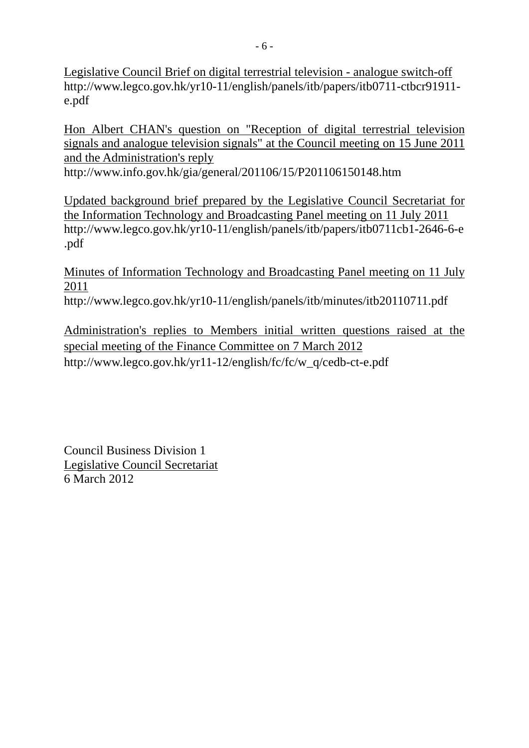Legislative Council Brief on digital terrestrial television - analogue switch-off
http://www.legco.gov.hk/yr10-11/english/panels/itb/papers/itb0711-ctbcr91911-e.pdf

Hon Albert CHAN's question on "Reception of digital terrestrial television signals and analogue television signals" at the Council meeting on 15 June 2011 and the Administration's reply
http://www.info.gov.hk/gia/general/201106/15/P201106150148.htm

Updated background brief prepared by the Legislative Council Secretariat for the Information Technology and Broadcasting Panel meeting on 11 July 2011
http://www.legco.gov.hk/yr10-11/english/panels/itb/papers/itb0711cb1-2646-6-e.pdf

Minutes of Information Technology and Broadcasting Panel meeting on 11 July 2011
http://www.legco.gov.hk/yr10-11/english/panels/itb/minutes/itb20110711.pdf

Administration's replies to Members initial written questions raised at the special meeting of the Finance Committee on 7 March 2012
http://www.legco.gov.hk/yr11-12/english/fc/fc/w_q/cedb-ct-e.pdf

Council Business Division 1
Legislative Council Secretariat
6 March 2012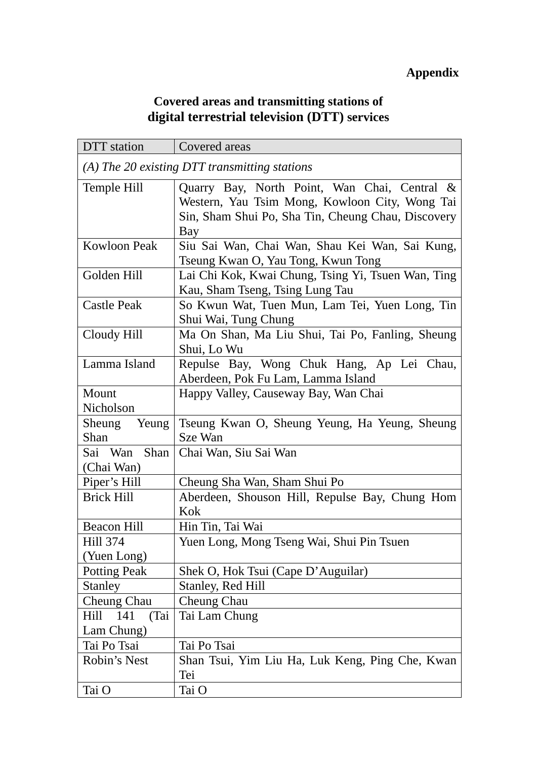**Appendix**

**Covered areas and transmitting stations of digital terrestrial television (DTT) services**

| DTT station | Covered areas |
|---|---|
| *(A) The 20 existing DTT transmitting stations* | |
| Temple Hill | Quarry Bay, North Point, Wan Chai, Central & Western, Yau Tsim Mong, Kowloon City, Wong Tai Sin, Sham Shui Po, Sha Tin, Cheung Chau, Discovery Bay |
| Kowloon Peak | Siu Sai Wan, Chai Wan, Shau Kei Wan, Sai Kung, Tseung Kwan O, Yau Tong, Kwun Tong |
| Golden Hill | Lai Chi Kok, Kwai Chung, Tsing Yi, Tsuen Wan, Ting Kau, Sham Tseng, Tsing Lung Tau |
| Castle Peak | So Kwun Wat, Tuen Mun, Lam Tei, Yuen Long, Tin Shui Wai, Tung Chung |
| Cloudy Hill | Ma On Shan, Ma Liu Shui, Tai Po, Fanling, Sheung Shui, Lo Wu |
| Lamma Island | Repulse Bay, Wong Chuk Hang, Ap Lei Chau, Aberdeen, Pok Fu Lam, Lamma Island |
| Mount Nicholson | Happy Valley, Causeway Bay, Wan Chai |
| Sheung Yeung Shan | Tseung Kwan O, Sheung Yeung, Ha Yeung, Sheung Sze Wan |
| Sai Wan Shan (Chai Wan) | Chai Wan, Siu Sai Wan |
| Piper's Hill | Cheung Sha Wan, Sham Shui Po |
| Brick Hill | Aberdeen, Shouson Hill, Repulse Bay, Chung Hom Kok |
| Beacon Hill | Hin Tin, Tai Wai |
| Hill 374 (Yuen Long) | Yuen Long, Mong Tseng Wai, Shui Pin Tsuen |
| Potting Peak | Shek O, Hok Tsui (Cape D'Auguilar) |
| Stanley | Stanley, Red Hill |
| Cheung Chau | Cheung Chau |
| Hill 141 (Tai Lam Chung) | Tai Lam Chung |
| Tai Po Tsai | Tai Po Tsai |
| Robin's Nest | Shan Tsui, Yim Liu Ha, Luk Keng, Ping Che, Kwan Tei |
| Tai O | Tai O |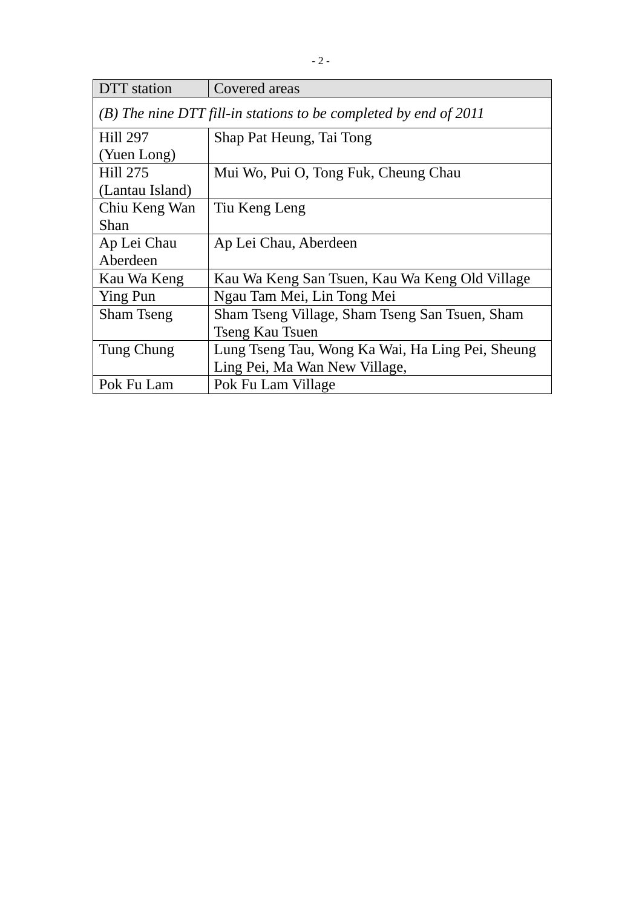| DTT station | Covered areas |
| --- | --- |
| *(B) The nine DTT fill-in stations to be completed by end of 2011* | |
| Hill 297 (Yuen Long) | Shap Pat Heung, Tai Tong |
| Hill 275 (Lantau Island) | Mui Wo, Pui O, Tong Fuk, Cheung Chau |
| Chiu Keng Wan Shan | Tiu Keng Leng |
| Ap Lei Chau Aberdeen | Ap Lei Chau, Aberdeen |
| Kau Wa Keng | Kau Wa Keng San Tsuen, Kau Wa Keng Old Village |
| Ying Pun | Ngau Tam Mei, Lin Tong Mei |
| Sham Tseng | Sham Tseng Village, Sham Tseng San Tsuen, Sham Tseng Kau Tsuen |
| Tung Chung | Lung Tseng Tau, Wong Ka Wai, Ha Ling Pei, Sheung Ling Pei, Ma Wan New Village, |
| Pok Fu Lam | Pok Fu Lam Village |